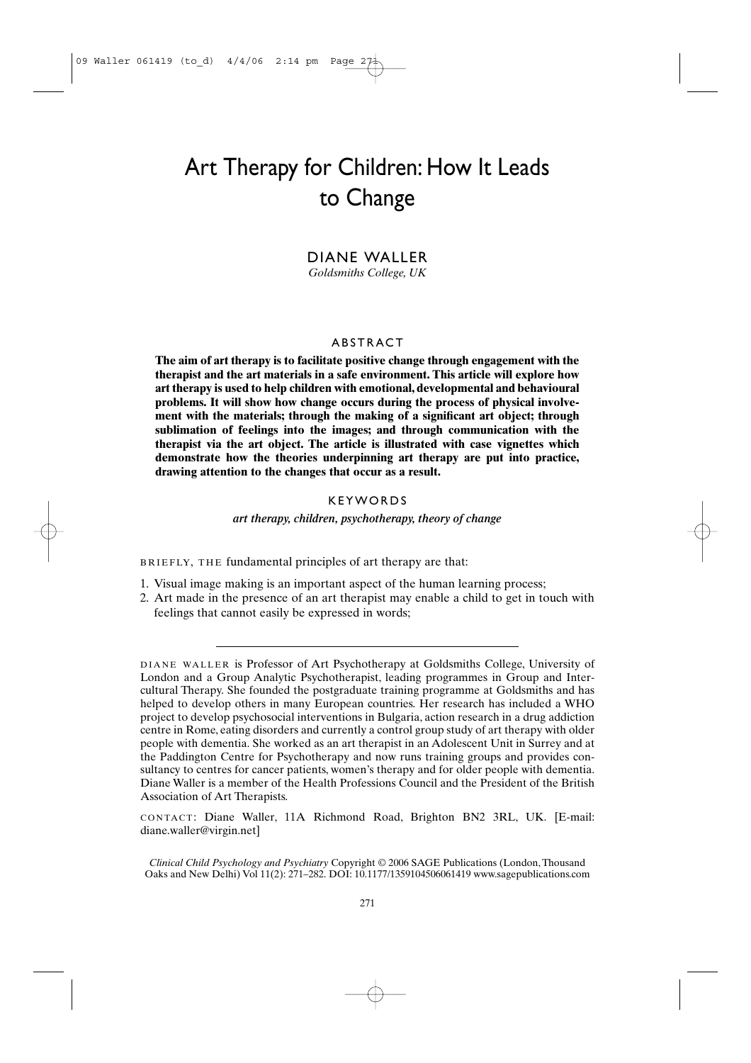# Art Therapy for Children: How It Leads to Change

DIANE WALLER

*Goldsmiths College, UK*

## ABSTRACT

**The aim of art therapy is to facilitate positive change through engagement with the therapist and the art materials in a safe environment. This article will explore how art therapy is used to help children with emotional, developmental and behavioural problems. It will show how change occurs during the process of physical involvement with the materials; through the making of a significant art object; through sublimation of feelings into the images; and through communication with the therapist via the art object. The article is illustrated with case vignettes which demonstrate how the theories underpinning art therapy are put into practice, drawing attention to the changes that occur as a result.**

## KEYWORDS

***art therapy, children, psychotherapy, theory of change***

BRIEFLY, THE fundamental principles of art therapy are that:

1. Visual image making is an important aspect of the human learning process;
2. Art made in the presence of an art therapist may enable a child to get in touch with feelings that cannot easily be expressed in words;

---

DIANE WALLER is Professor of Art Psychotherapy at Goldsmiths College, University of London and a Group Analytic Psychotherapist, leading programmes in Group and Intercultural Therapy. She founded the postgraduate training programme at Goldsmiths and has helped to develop others in many European countries. Her research has included a WHO project to develop psychosocial interventions in Bulgaria, action research in a drug addiction centre in Rome, eating disorders and currently a control group study of art therapy with older people with dementia. She worked as an art therapist in an Adolescent Unit in Surrey and at the Paddington Centre for Psychotherapy and now runs training groups and provides consultancy to centres for cancer patients, women's therapy and for older people with dementia. Diane Waller is a member of the Health Professions Council and the President of the British Association of Art Therapists.

CONTACT: Diane Waller, 11A Richmond Road, Brighton BN2 3RL, UK. [E-mail: diane.waller@virgin.net]

*Clinical Child Psychology and Psychiatry* Copyright © 2006 SAGE Publications (London, Thousand Oaks and New Delhi) Vol 11(2): 271–282. DOI: 10.1177/1359104506061419 www.sagepublications.com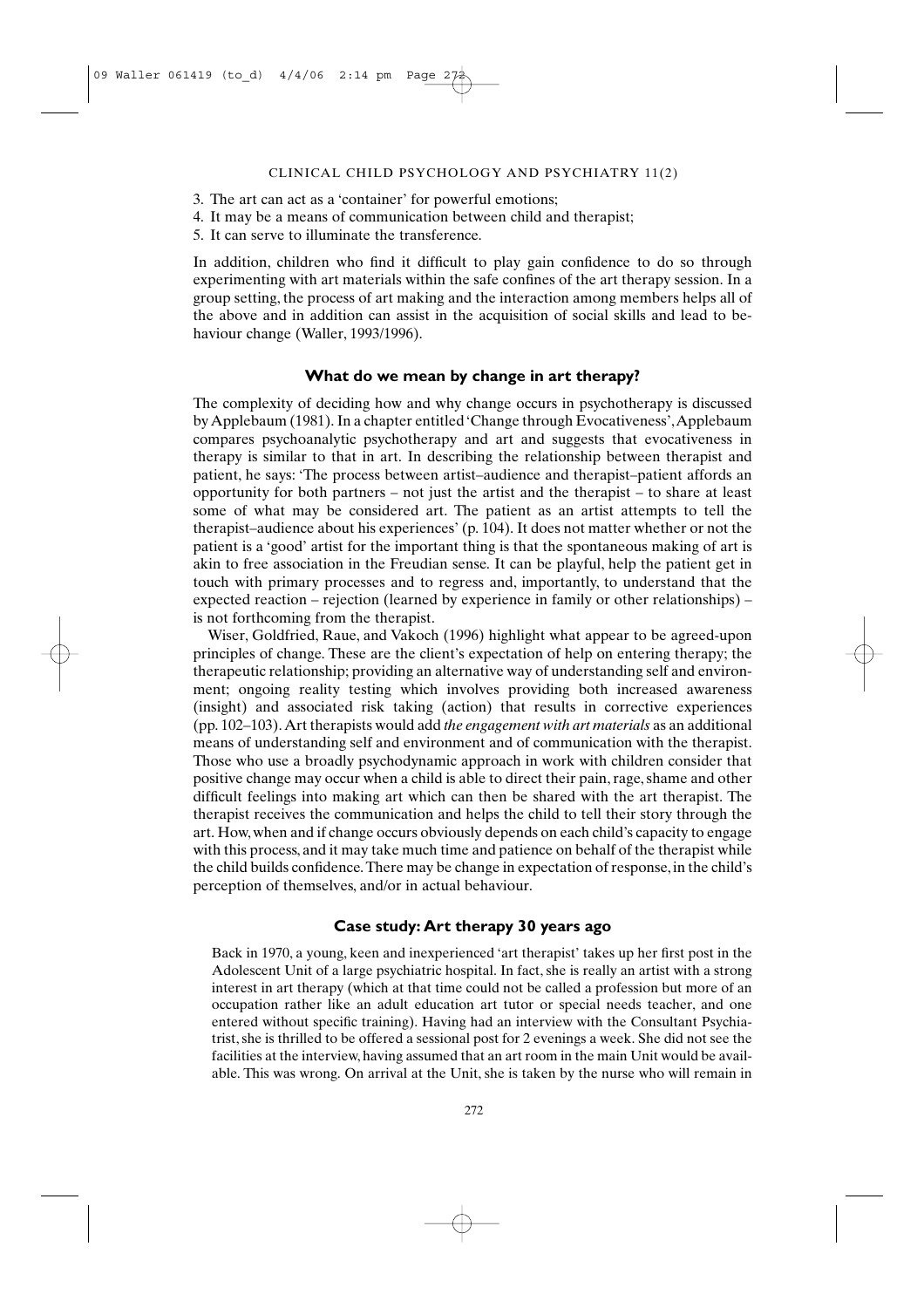3. The art can act as a 'container' for powerful emotions;
4. It may be a means of communication between child and therapist;
5. It can serve to illuminate the transference.

In addition, children who find it difficult to play gain confidence to do so through experimenting with art materials within the safe confines of the art therapy session. In a group setting, the process of art making and the interaction among members helps all of the above and in addition can assist in the acquisition of social skills and lead to behaviour change (Waller, 1993/1996).

## What do we mean by change in art therapy?

The complexity of deciding how and why change occurs in psychotherapy is discussed by Applebaum (1981). In a chapter entitled 'Change through Evocativeness', Applebaum compares psychoanalytic psychotherapy and art and suggests that evocativeness in therapy is similar to that in art. In describing the relationship between therapist and patient, he says: 'The process between artist–audience and therapist–patient affords an opportunity for both partners – not just the artist and the therapist – to share at least some of what may be considered art. The patient as an artist attempts to tell the therapist–audience about his experiences' (p. 104). It does not matter whether or not the patient is a 'good' artist for the important thing is that the spontaneous making of art is akin to free association in the Freudian sense. It can be playful, help the patient get in touch with primary processes and to regress and, importantly, to understand that the expected reaction – rejection (learned by experience in family or other relationships) – is not forthcoming from the therapist.

Wiser, Goldfried, Raue, and Vakoch (1996) highlight what appear to be agreed-upon principles of change. These are the client's expectation of help on entering therapy; the therapeutic relationship; providing an alternative way of understanding self and environment; ongoing reality testing which involves providing both increased awareness (insight) and associated risk taking (action) that results in corrective experiences (pp. 102–103). Art therapists would add *the engagement with art materials* as an additional means of understanding self and environment and of communication with the therapist. Those who use a broadly psychodynamic approach in work with children consider that positive change may occur when a child is able to direct their pain, rage, shame and other difficult feelings into making art which can then be shared with the art therapist. The therapist receives the communication and helps the child to tell their story through the art. How, when and if change occurs obviously depends on each child's capacity to engage with this process, and it may take much time and patience on behalf of the therapist while the child builds confidence. There may be change in expectation of response, in the child's perception of themselves, and/or in actual behaviour.

## Case study: Art therapy 30 years ago

Back in 1970, a young, keen and inexperienced 'art therapist' takes up her first post in the Adolescent Unit of a large psychiatric hospital. In fact, she is really an artist with a strong interest in art therapy (which at that time could not be called a profession but more of an occupation rather like an adult education art tutor or special needs teacher, and one entered without specific training). Having had an interview with the Consultant Psychiatrist, she is thrilled to be offered a sessional post for 2 evenings a week. She did not see the facilities at the interview, having assumed that an art room in the main Unit would be available. This was wrong. On arrival at the Unit, she is taken by the nurse who will remain in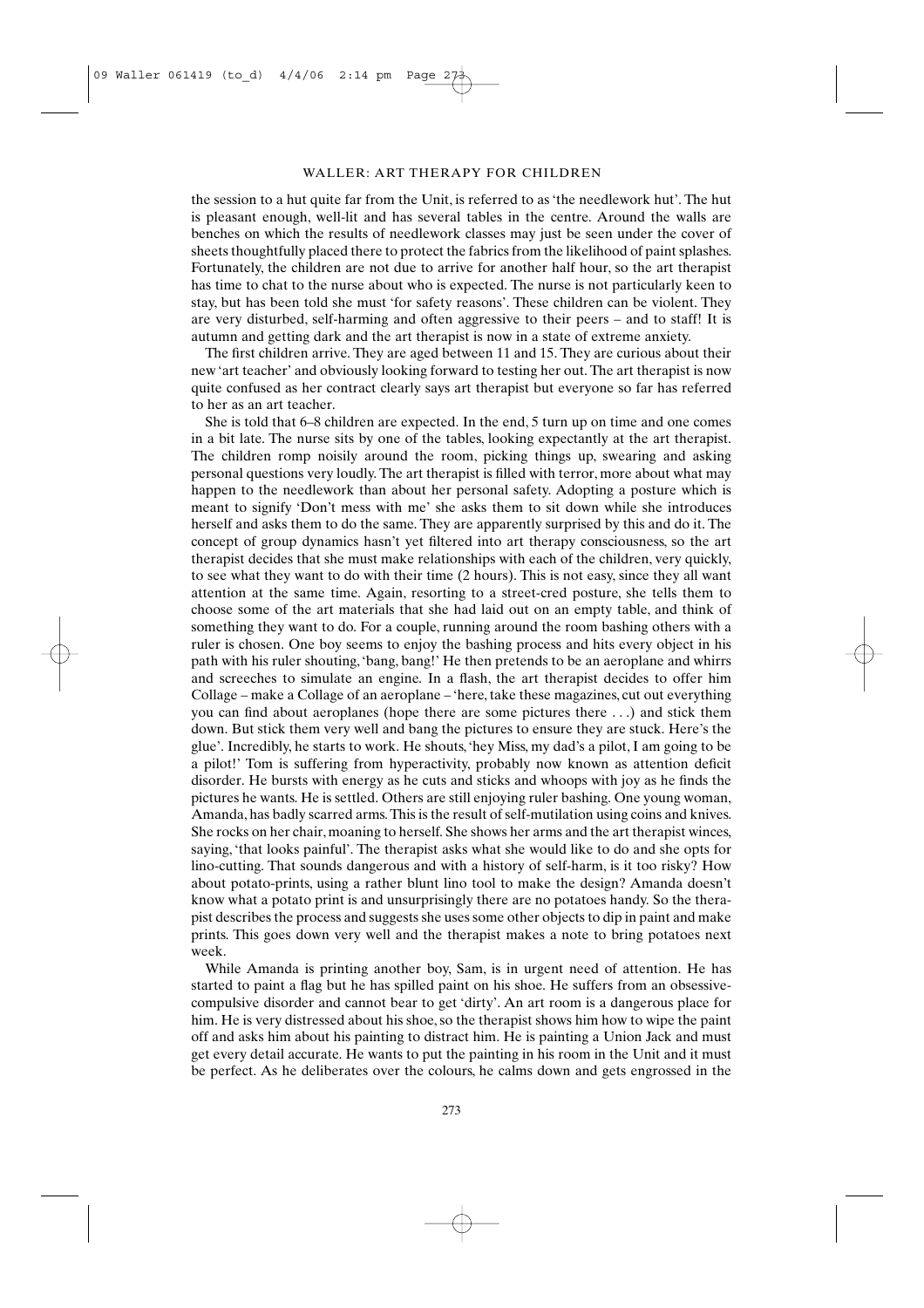the session to a hut quite far from the Unit, is referred to as 'the needlework hut'. The hut is pleasant enough, well-lit and has several tables in the centre. Around the walls are benches on which the results of needlework classes may just be seen under the cover of sheets thoughtfully placed there to protect the fabrics from the likelihood of paint splashes. Fortunately, the children are not due to arrive for another half hour, so the art therapist has time to chat to the nurse about who is expected. The nurse is not particularly keen to stay, but has been told she must 'for safety reasons'. These children can be violent. They are very disturbed, self-harming and often aggressive to their peers – and to staff! It is autumn and getting dark and the art therapist is now in a state of extreme anxiety.

The first children arrive. They are aged between 11 and 15. They are curious about their new 'art teacher' and obviously looking forward to testing her out. The art therapist is now quite confused as her contract clearly says art therapist but everyone so far has referred to her as an art teacher.

She is told that 6–8 children are expected. In the end, 5 turn up on time and one comes in a bit late. The nurse sits by one of the tables, looking expectantly at the art therapist. The children romp noisily around the room, picking things up, swearing and asking personal questions very loudly. The art therapist is filled with terror, more about what may happen to the needlework than about her personal safety. Adopting a posture which is meant to signify 'Don't mess with me' she asks them to sit down while she introduces herself and asks them to do the same. They are apparently surprised by this and do it. The concept of group dynamics hasn't yet filtered into art therapy consciousness, so the art therapist decides that she must make relationships with each of the children, very quickly, to see what they want to do with their time (2 hours). This is not easy, since they all want attention at the same time. Again, resorting to a street-cred posture, she tells them to choose some of the art materials that she had laid out on an empty table, and think of something they want to do. For a couple, running around the room bashing others with a ruler is chosen. One boy seems to enjoy the bashing process and hits every object in his path with his ruler shouting, 'bang, bang!' He then pretends to be an aeroplane and whirrs and screeches to simulate an engine. In a flash, the art therapist decides to offer him Collage – make a Collage of an aeroplane – 'here, take these magazines, cut out everything you can find about aeroplanes (hope there are some pictures there . . .) and stick them down. But stick them very well and bang the pictures to ensure they are stuck. Here's the glue'. Incredibly, he starts to work. He shouts, 'hey Miss, my dad's a pilot, I am going to be a pilot!' Tom is suffering from hyperactivity, probably now known as attention deficit disorder. He bursts with energy as he cuts and sticks and whoops with joy as he finds the pictures he wants. He is settled. Others are still enjoying ruler bashing. One young woman, Amanda, has badly scarred arms. This is the result of self-mutilation using coins and knives. She rocks on her chair, moaning to herself. She shows her arms and the art therapist winces, saying, 'that looks painful'. The therapist asks what she would like to do and she opts for lino-cutting. That sounds dangerous and with a history of self-harm, is it too risky? How about potato-prints, using a rather blunt lino tool to make the design? Amanda doesn't know what a potato print is and unsurprisingly there are no potatoes handy. So the therapist describes the process and suggests she uses some other objects to dip in paint and make prints. This goes down very well and the therapist makes a note to bring potatoes next week.

While Amanda is printing another boy, Sam, is in urgent need of attention. He has started to paint a flag but he has spilled paint on his shoe. He suffers from an obsessive-compulsive disorder and cannot bear to get 'dirty'. An art room is a dangerous place for him. He is very distressed about his shoe, so the therapist shows him how to wipe the paint off and asks him about his painting to distract him. He is painting a Union Jack and must get every detail accurate. He wants to put the painting in his room in the Unit and it must be perfect. As he deliberates over the colours, he calms down and gets engrossed in the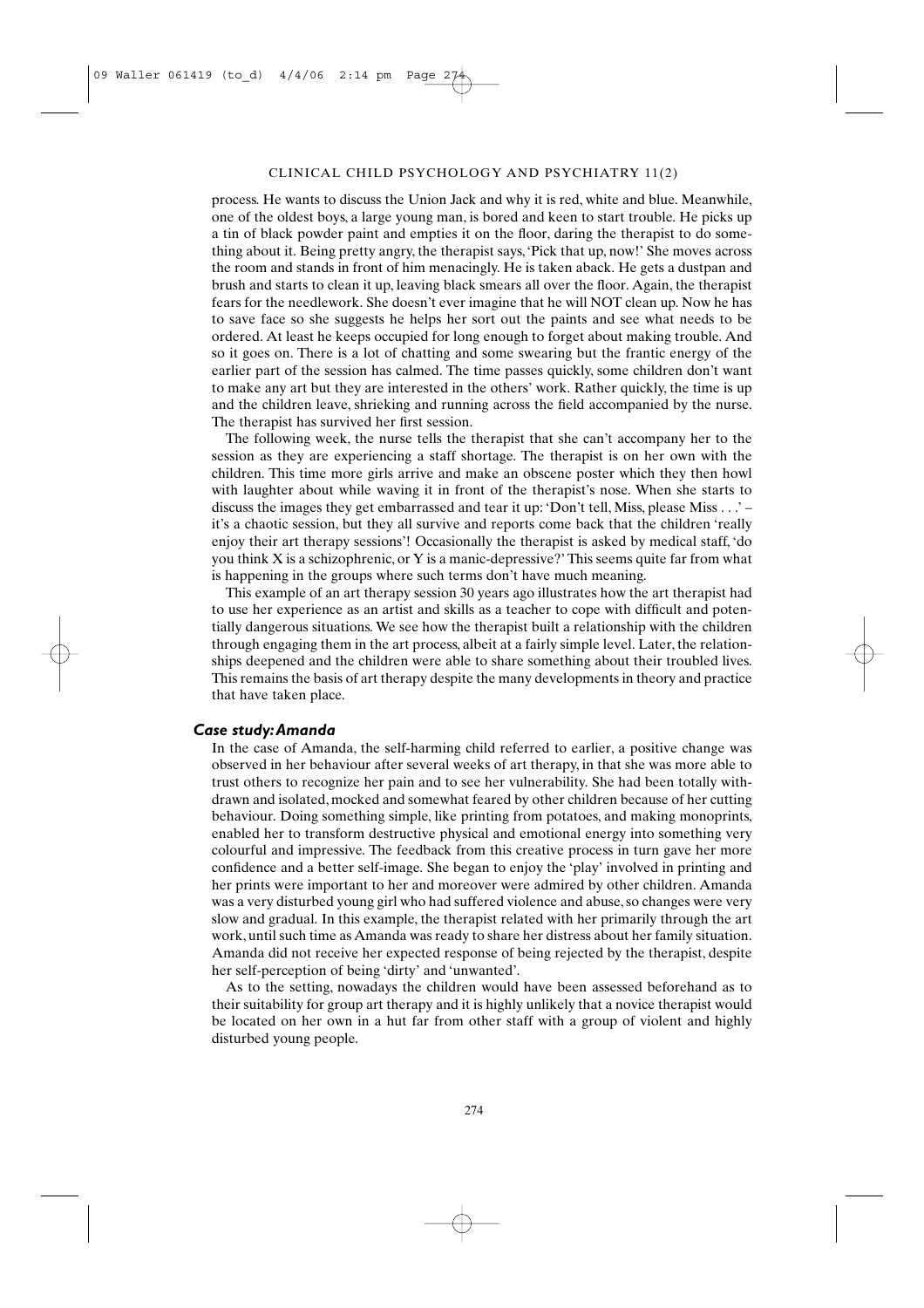process. He wants to discuss the Union Jack and why it is red, white and blue. Meanwhile, one of the oldest boys, a large young man, is bored and keen to start trouble. He picks up a tin of black powder paint and empties it on the floor, daring the therapist to do something about it. Being pretty angry, the therapist says, 'Pick that up, now!' She moves across the room and stands in front of him menacingly. He is taken aback. He gets a dustpan and brush and starts to clean it up, leaving black smears all over the floor. Again, the therapist fears for the needlework. She doesn't ever imagine that he will NOT clean up. Now he has to save face so she suggests he helps her sort out the paints and see what needs to be ordered. At least he keeps occupied for long enough to forget about making trouble. And so it goes on. There is a lot of chatting and some swearing but the frantic energy of the earlier part of the session has calmed. The time passes quickly, some children don't want to make any art but they are interested in the others' work. Rather quickly, the time is up and the children leave, shrieking and running across the field accompanied by the nurse. The therapist has survived her first session.

The following week, the nurse tells the therapist that she can't accompany her to the session as they are experiencing a staff shortage. The therapist is on her own with the children. This time more girls arrive and make an obscene poster which they then howl with laughter about while waving it in front of the therapist's nose. When she starts to discuss the images they get embarrassed and tear it up: 'Don't tell, Miss, please Miss . . .' – it's a chaotic session, but they all survive and reports come back that the children 'really enjoy their art therapy sessions'! Occasionally the therapist is asked by medical staff, 'do you think X is a schizophrenic, or Y is a manic-depressive?' This seems quite far from what is happening in the groups where such terms don't have much meaning.

This example of an art therapy session 30 years ago illustrates how the art therapist had to use her experience as an artist and skills as a teacher to cope with difficult and potentially dangerous situations. We see how the therapist built a relationship with the children through engaging them in the art process, albeit at a fairly simple level. Later, the relationships deepened and the children were able to share something about their troubled lives. This remains the basis of art therapy despite the many developments in theory and practice that have taken place.

### *Case study: Amanda*

In the case of Amanda, the self-harming child referred to earlier, a positive change was observed in her behaviour after several weeks of art therapy, in that she was more able to trust others to recognize her pain and to see her vulnerability. She had been totally withdrawn and isolated, mocked and somewhat feared by other children because of her cutting behaviour. Doing something simple, like printing from potatoes, and making monoprints, enabled her to transform destructive physical and emotional energy into something very colourful and impressive. The feedback from this creative process in turn gave her more confidence and a better self-image. She began to enjoy the 'play' involved in printing and her prints were important to her and moreover were admired by other children. Amanda was a very disturbed young girl who had suffered violence and abuse, so changes were very slow and gradual. In this example, the therapist related with her primarily through the art work, until such time as Amanda was ready to share her distress about her family situation. Amanda did not receive her expected response of being rejected by the therapist, despite her self-perception of being 'dirty' and 'unwanted'.

As to the setting, nowadays the children would have been assessed beforehand as to their suitability for group art therapy and it is highly unlikely that a novice therapist would be located on her own in a hut far from other staff with a group of violent and highly disturbed young people.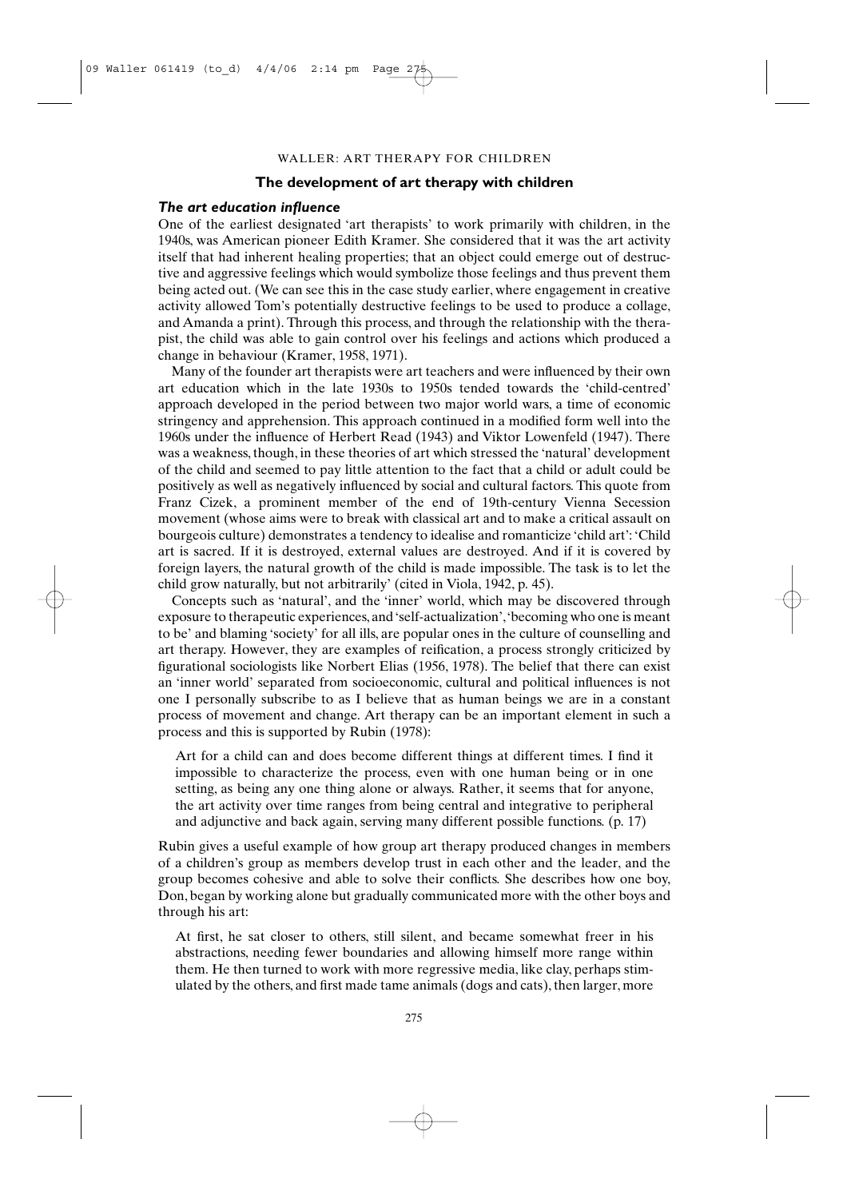## The development of art therapy with children

### *The art education influence*

One of the earliest designated 'art therapists' to work primarily with children, in the 1940s, was American pioneer Edith Kramer. She considered that it was the art activity itself that had inherent healing properties; that an object could emerge out of destructive and aggressive feelings which would symbolize those feelings and thus prevent them being acted out. (We can see this in the case study earlier, where engagement in creative activity allowed Tom's potentially destructive feelings to be used to produce a collage, and Amanda a print). Through this process, and through the relationship with the therapist, the child was able to gain control over his feelings and actions which produced a change in behaviour (Kramer, 1958, 1971).

Many of the founder art therapists were art teachers and were influenced by their own art education which in the late 1930s to 1950s tended towards the 'child-centred' approach developed in the period between two major world wars, a time of economic stringency and apprehension. This approach continued in a modified form well into the 1960s under the influence of Herbert Read (1943) and Viktor Lowenfeld (1947). There was a weakness, though, in these theories of art which stressed the 'natural' development of the child and seemed to pay little attention to the fact that a child or adult could be positively as well as negatively influenced by social and cultural factors. This quote from Franz Cizek, a prominent member of the end of 19th-century Vienna Secession movement (whose aims were to break with classical art and to make a critical assault on bourgeois culture) demonstrates a tendency to idealise and romanticize 'child art': 'Child art is sacred. If it is destroyed, external values are destroyed. And if it is covered by foreign layers, the natural growth of the child is made impossible. The task is to let the child grow naturally, but not arbitrarily' (cited in Viola, 1942, p. 45).

Concepts such as 'natural', and the 'inner' world, which may be discovered through exposure to therapeutic experiences, and 'self-actualization', 'becoming who one is meant to be' and blaming 'society' for all ills, are popular ones in the culture of counselling and art therapy. However, they are examples of reification, a process strongly criticized by figurational sociologists like Norbert Elias (1956, 1978). The belief that there can exist an 'inner world' separated from socioeconomic, cultural and political influences is not one I personally subscribe to as I believe that as human beings we are in a constant process of movement and change. Art therapy can be an important element in such a process and this is supported by Rubin (1978):

> Art for a child can and does become different things at different times. I find it impossible to characterize the process, even with one human being or in one setting, as being any one thing alone or always. Rather, it seems that for anyone, the art activity over time ranges from being central and integrative to peripheral and adjunctive and back again, serving many different possible functions. (p. 17)

Rubin gives a useful example of how group art therapy produced changes in members of a children's group as members develop trust in each other and the leader, and the group becomes cohesive and able to solve their conflicts. She describes how one boy, Don, began by working alone but gradually communicated more with the other boys and through his art:

> At first, he sat closer to others, still silent, and became somewhat freer in his abstractions, needing fewer boundaries and allowing himself more range within them. He then turned to work with more regressive media, like clay, perhaps stimulated by the others, and first made tame animals (dogs and cats), then larger, more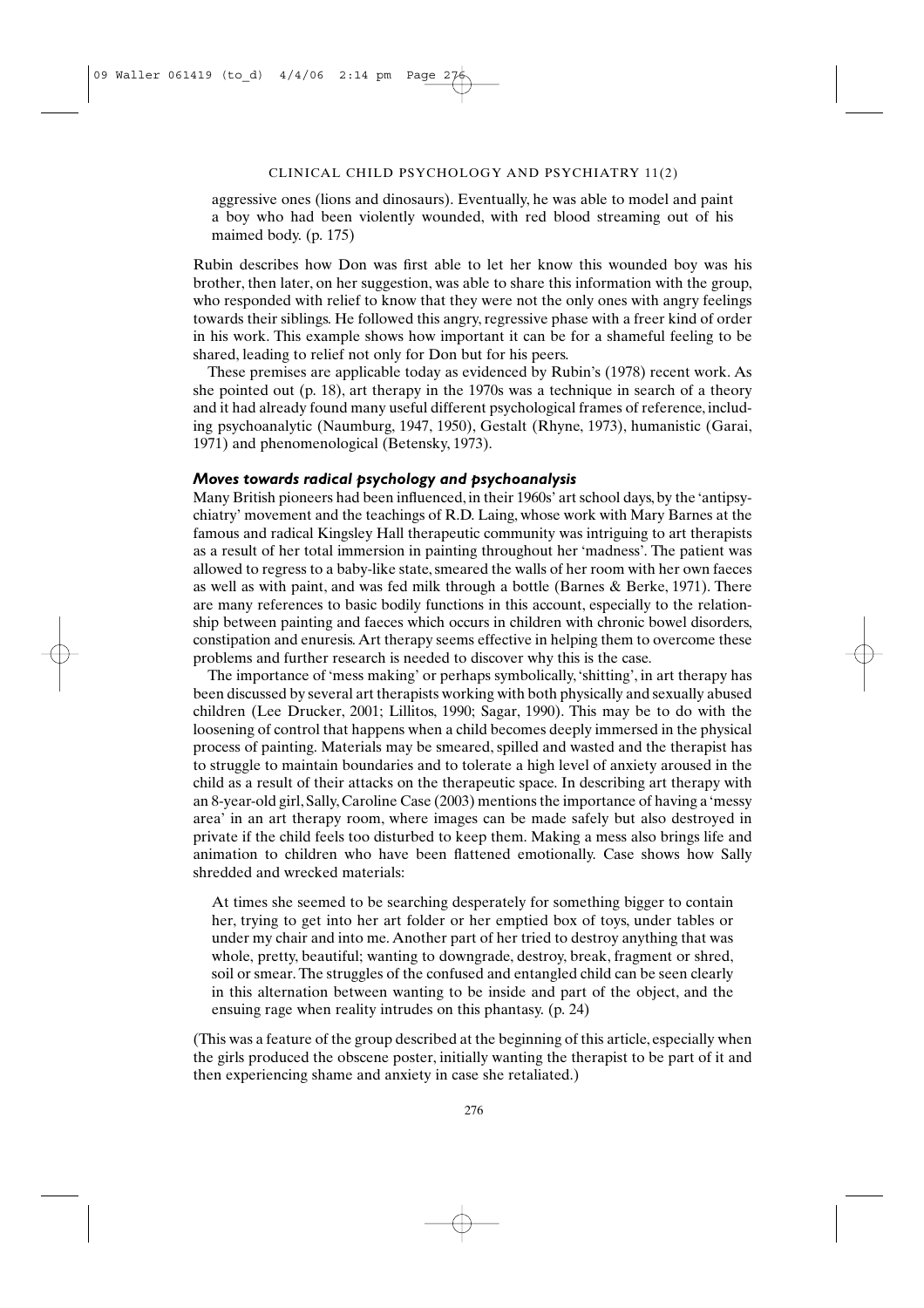> aggressive ones (lions and dinosaurs). Eventually, he was able to model and paint a boy who had been violently wounded, with red blood streaming out of his maimed body. (p. 175)

Rubin describes how Don was first able to let her know this wounded boy was his brother, then later, on her suggestion, was able to share this information with the group, who responded with relief to know that they were not the only ones with angry feelings towards their siblings. He followed this angry, regressive phase with a freer kind of order in his work. This example shows how important it can be for a shameful feeling to be shared, leading to relief not only for Don but for his peers.

These premises are applicable today as evidenced by Rubin's (1978) recent work. As she pointed out (p. 18), art therapy in the 1970s was a technique in search of a theory and it had already found many useful different psychological frames of reference, including psychoanalytic (Naumburg, 1947, 1950), Gestalt (Rhyne, 1973), humanistic (Garai, 1971) and phenomenological (Betensky, 1973).

### *Moves towards radical psychology and psychoanalysis*

Many British pioneers had been influenced, in their 1960s' art school days, by the 'antipsychiatry' movement and the teachings of R.D. Laing, whose work with Mary Barnes at the famous and radical Kingsley Hall therapeutic community was intriguing to art therapists as a result of her total immersion in painting throughout her 'madness'. The patient was allowed to regress to a baby-like state, smeared the walls of her room with her own faeces as well as with paint, and was fed milk through a bottle (Barnes & Berke, 1971). There are many references to basic bodily functions in this account, especially to the relationship between painting and faeces which occurs in children with chronic bowel disorders, constipation and enuresis. Art therapy seems effective in helping them to overcome these problems and further research is needed to discover why this is the case.

The importance of 'mess making' or perhaps symbolically, 'shitting', in art therapy has been discussed by several art therapists working with both physically and sexually abused children (Lee Drucker, 2001; Lillitos, 1990; Sagar, 1990). This may be to do with the loosening of control that happens when a child becomes deeply immersed in the physical process of painting. Materials may be smeared, spilled and wasted and the therapist has to struggle to maintain boundaries and to tolerate a high level of anxiety aroused in the child as a result of their attacks on the therapeutic space. In describing art therapy with an 8-year-old girl, Sally, Caroline Case (2003) mentions the importance of having a 'messy area' in an art therapy room, where images can be made safely but also destroyed in private if the child feels too disturbed to keep them. Making a mess also brings life and animation to children who have been flattened emotionally. Case shows how Sally shredded and wrecked materials:

> At times she seemed to be searching desperately for something bigger to contain her, trying to get into her art folder or her emptied box of toys, under tables or under my chair and into me. Another part of her tried to destroy anything that was whole, pretty, beautiful; wanting to downgrade, destroy, break, fragment or shred, soil or smear. The struggles of the confused and entangled child can be seen clearly in this alternation between wanting to be inside and part of the object, and the ensuing rage when reality intrudes on this phantasy. (p. 24)

(This was a feature of the group described at the beginning of this article, especially when the girls produced the obscene poster, initially wanting the therapist to be part of it and then experiencing shame and anxiety in case she retaliated.)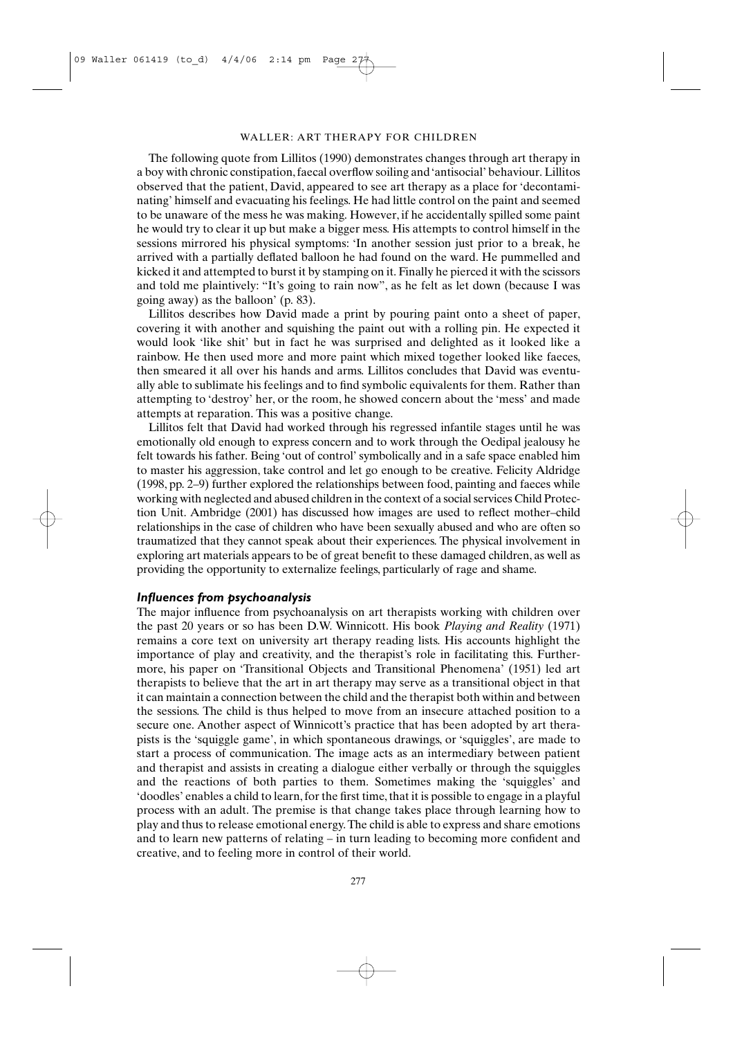The following quote from Lillitos (1990) demonstrates changes through art therapy in a boy with chronic constipation, faecal overflow soiling and 'antisocial' behaviour. Lillitos observed that the patient, David, appeared to see art therapy as a place for 'decontaminating' himself and evacuating his feelings. He had little control on the paint and seemed to be unaware of the mess he was making. However, if he accidentally spilled some paint he would try to clear it up but make a bigger mess. His attempts to control himself in the sessions mirrored his physical symptoms: 'In another session just prior to a break, he arrived with a partially deflated balloon he had found on the ward. He pummelled and kicked it and attempted to burst it by stamping on it. Finally he pierced it with the scissors and told me plaintively: "It's going to rain now", as he felt as let down (because I was going away) as the balloon' (p. 83).

Lillitos describes how David made a print by pouring paint onto a sheet of paper, covering it with another and squishing the paint out with a rolling pin. He expected it would look 'like shit' but in fact he was surprised and delighted as it looked like a rainbow. He then used more and more paint which mixed together looked like faeces, then smeared it all over his hands and arms. Lillitos concludes that David was eventually able to sublimate his feelings and to find symbolic equivalents for them. Rather than attempting to 'destroy' her, or the room, he showed concern about the 'mess' and made attempts at reparation. This was a positive change.

Lillitos felt that David had worked through his regressed infantile stages until he was emotionally old enough to express concern and to work through the Oedipal jealousy he felt towards his father. Being 'out of control' symbolically and in a safe space enabled him to master his aggression, take control and let go enough to be creative. Felicity Aldridge (1998, pp. 2–9) further explored the relationships between food, painting and faeces while working with neglected and abused children in the context of a social services Child Protection Unit. Ambridge (2001) has discussed how images are used to reflect mother–child relationships in the case of children who have been sexually abused and who are often so traumatized that they cannot speak about their experiences. The physical involvement in exploring art materials appears to be of great benefit to these damaged children, as well as providing the opportunity to externalize feelings, particularly of rage and shame.

### *Influences from psychoanalysis*

The major influence from psychoanalysis on art therapists working with children over the past 20 years or so has been D.W. Winnicott. His book *Playing and Reality* (1971) remains a core text on university art therapy reading lists. His accounts highlight the importance of play and creativity, and the therapist's role in facilitating this. Furthermore, his paper on 'Transitional Objects and Transitional Phenomena' (1951) led art therapists to believe that the art in art therapy may serve as a transitional object in that it can maintain a connection between the child and the therapist both within and between the sessions. The child is thus helped to move from an insecure attached position to a secure one. Another aspect of Winnicott's practice that has been adopted by art therapists is the 'squiggle game', in which spontaneous drawings, or 'squiggles', are made to start a process of communication. The image acts as an intermediary between patient and therapist and assists in creating a dialogue either verbally or through the squiggles and the reactions of both parties to them. Sometimes making the 'squiggles' and 'doodles' enables a child to learn, for the first time, that it is possible to engage in a playful process with an adult. The premise is that change takes place through learning how to play and thus to release emotional energy. The child is able to express and share emotions and to learn new patterns of relating – in turn leading to becoming more confident and creative, and to feeling more in control of their world.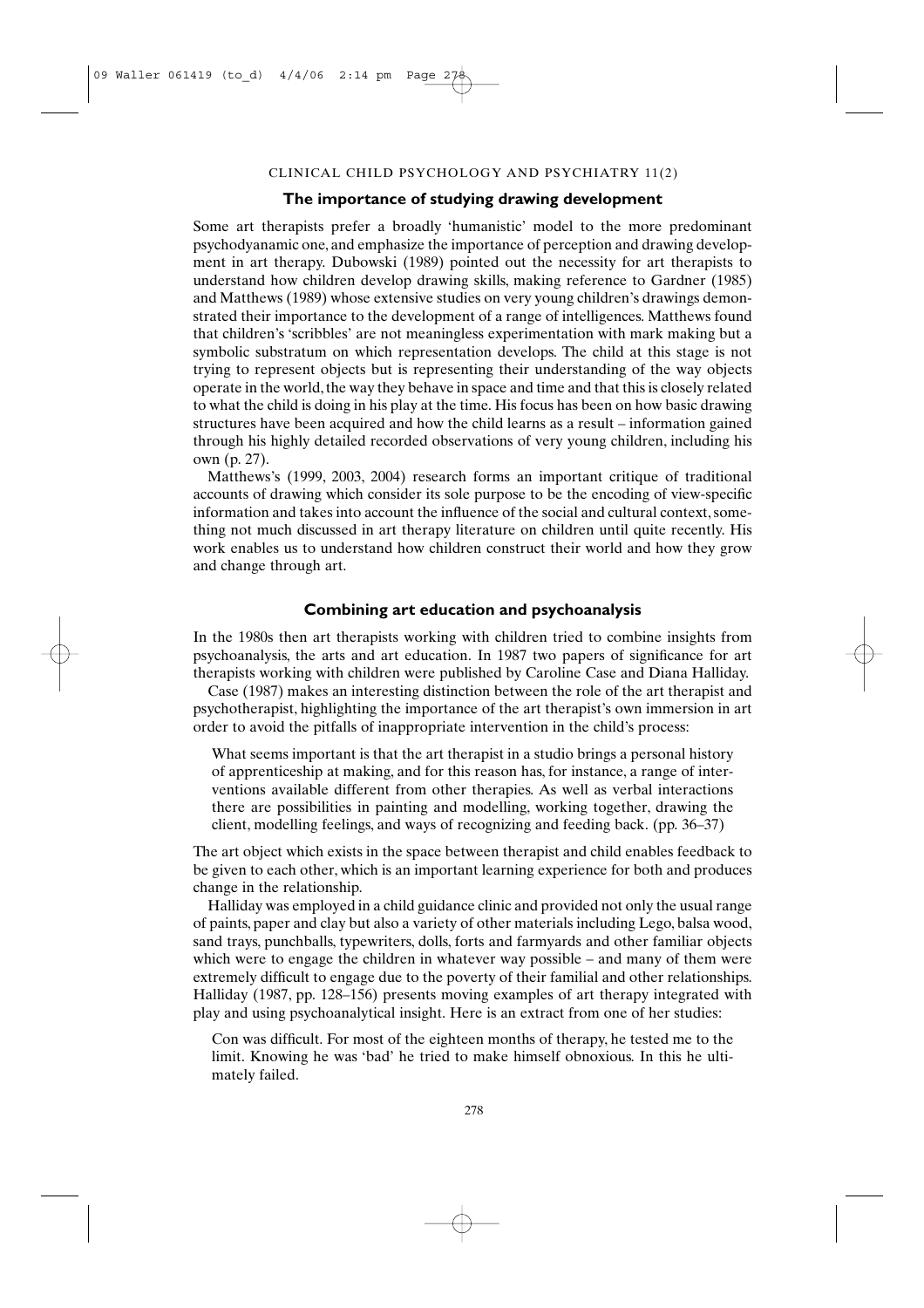## The importance of studying drawing development

Some art therapists prefer a broadly 'humanistic' model to the more predominant psychodyanamic one, and emphasize the importance of perception and drawing development in art therapy. Dubowski (1989) pointed out the necessity for art therapists to understand how children develop drawing skills, making reference to Gardner (1985) and Matthews (1989) whose extensive studies on very young children's drawings demonstrated their importance to the development of a range of intelligences. Matthews found that children's 'scribbles' are not meaningless experimentation with mark making but a symbolic substratum on which representation develops. The child at this stage is not trying to represent objects but is representing their understanding of the way objects operate in the world, the way they behave in space and time and that this is closely related to what the child is doing in his play at the time. His focus has been on how basic drawing structures have been acquired and how the child learns as a result – information gained through his highly detailed recorded observations of very young children, including his own (p. 27).

Matthews's (1999, 2003, 2004) research forms an important critique of traditional accounts of drawing which consider its sole purpose to be the encoding of view-specific information and takes into account the influence of the social and cultural context, something not much discussed in art therapy literature on children until quite recently. His work enables us to understand how children construct their world and how they grow and change through art.

## Combining art education and psychoanalysis

In the 1980s then art therapists working with children tried to combine insights from psychoanalysis, the arts and art education. In 1987 two papers of significance for art therapists working with children were published by Caroline Case and Diana Halliday.

Case (1987) makes an interesting distinction between the role of the art therapist and psychotherapist, highlighting the importance of the art therapist's own immersion in art order to avoid the pitfalls of inappropriate intervention in the child's process:

> What seems important is that the art therapist in a studio brings a personal history of apprenticeship at making, and for this reason has, for instance, a range of interventions available different from other therapies. As well as verbal interactions there are possibilities in painting and modelling, working together, drawing the client, modelling feelings, and ways of recognizing and feeding back. (pp. 36–37)

The art object which exists in the space between therapist and child enables feedback to be given to each other, which is an important learning experience for both and produces change in the relationship.

Halliday was employed in a child guidance clinic and provided not only the usual range of paints, paper and clay but also a variety of other materials including Lego, balsa wood, sand trays, punchballs, typewriters, dolls, forts and farmyards and other familiar objects which were to engage the children in whatever way possible – and many of them were extremely difficult to engage due to the poverty of their familial and other relationships. Halliday (1987, pp. 128–156) presents moving examples of art therapy integrated with play and using psychoanalytical insight. Here is an extract from one of her studies:

> Con was difficult. For most of the eighteen months of therapy, he tested me to the limit. Knowing he was 'bad' he tried to make himself obnoxious. In this he ultimately failed.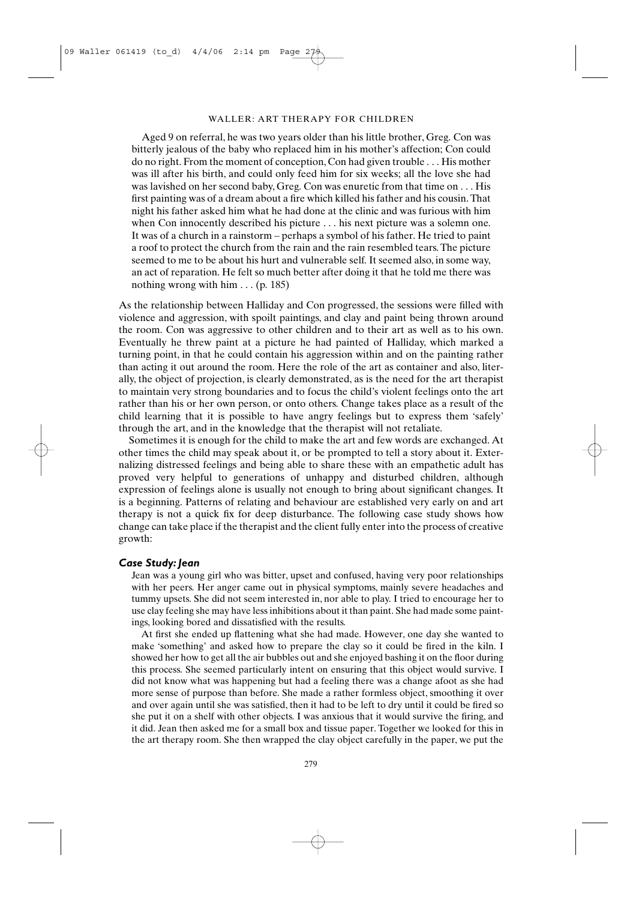Aged 9 on referral, he was two years older than his little brother, Greg. Con was bitterly jealous of the baby who replaced him in his mother's affection; Con could do no right. From the moment of conception, Con had given trouble . . . His mother was ill after his birth, and could only feed him for six weeks; all the love she had was lavished on her second baby, Greg. Con was enuretic from that time on . . . His first painting was of a dream about a fire which killed his father and his cousin. That night his father asked him what he had done at the clinic and was furious with him when Con innocently described his picture . . . his next picture was a solemn one. It was of a church in a rainstorm – perhaps a symbol of his father. He tried to paint a roof to protect the church from the rain and the rain resembled tears. The picture seemed to me to be about his hurt and vulnerable self. It seemed also, in some way, an act of reparation. He felt so much better after doing it that he told me there was nothing wrong with him . . . (p. 185)

As the relationship between Halliday and Con progressed, the sessions were filled with violence and aggression, with spoilt paintings, and clay and paint being thrown around the room. Con was aggressive to other children and to their art as well as to his own. Eventually he threw paint at a picture he had painted of Halliday, which marked a turning point, in that he could contain his aggression within and on the painting rather than acting it out around the room. Here the role of the art as container and also, literally, the object of projection, is clearly demonstrated, as is the need for the art therapist to maintain very strong boundaries and to focus the child's violent feelings onto the art rather than his or her own person, or onto others. Change takes place as a result of the child learning that it is possible to have angry feelings but to express them 'safely' through the art, and in the knowledge that the therapist will not retaliate.

Sometimes it is enough for the child to make the art and few words are exchanged. At other times the child may speak about it, or be prompted to tell a story about it. Externalizing distressed feelings and being able to share these with an empathetic adult has proved very helpful to generations of unhappy and disturbed children, although expression of feelings alone is usually not enough to bring about significant changes. It is a beginning. Patterns of relating and behaviour are established very early on and art therapy is not a quick fix for deep disturbance. The following case study shows how change can take place if the therapist and the client fully enter into the process of creative growth:

### *Case Study: Jean*

Jean was a young girl who was bitter, upset and confused, having very poor relationships with her peers. Her anger came out in physical symptoms, mainly severe headaches and tummy upsets. She did not seem interested in, nor able to play. I tried to encourage her to use clay feeling she may have less inhibitions about it than paint. She had made some paintings, looking bored and dissatisfied with the results.

At first she ended up flattening what she had made. However, one day she wanted to make 'something' and asked how to prepare the clay so it could be fired in the kiln. I showed her how to get all the air bubbles out and she enjoyed bashing it on the floor during this process. She seemed particularly intent on ensuring that this object would survive. I did not know what was happening but had a feeling there was a change afoot as she had more sense of purpose than before. She made a rather formless object, smoothing it over and over again until she was satisfied, then it had to be left to dry until it could be fired so she put it on a shelf with other objects. I was anxious that it would survive the firing, and it did. Jean then asked me for a small box and tissue paper. Together we looked for this in the art therapy room. She then wrapped the clay object carefully in the paper, we put the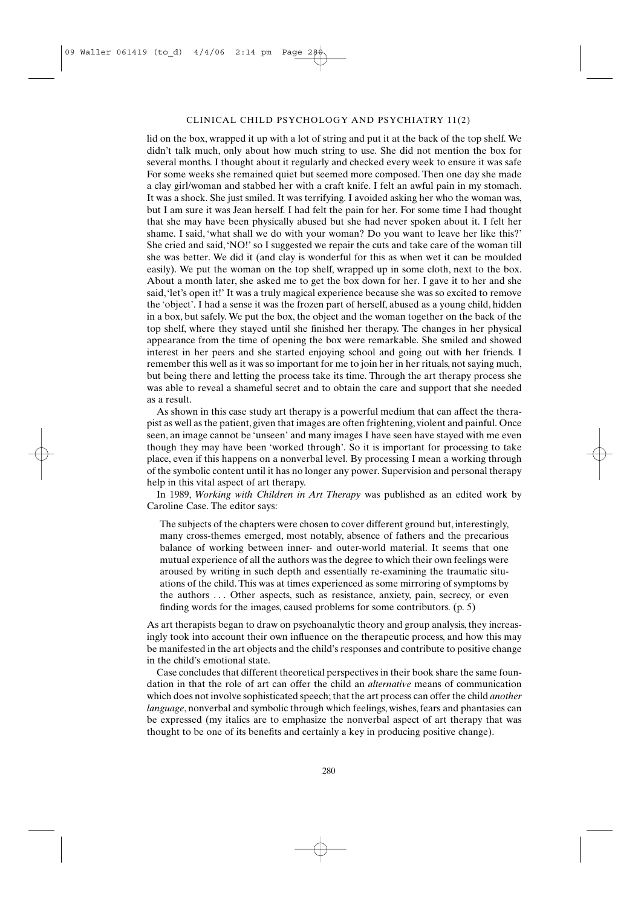lid on the box, wrapped it up with a lot of string and put it at the back of the top shelf. We didn't talk much, only about how much string to use. She did not mention the box for several months. I thought about it regularly and checked every week to ensure it was safe For some weeks she remained quiet but seemed more composed. Then one day she made a clay girl/woman and stabbed her with a craft knife. I felt an awful pain in my stomach. It was a shock. She just smiled. It was terrifying. I avoided asking her who the woman was, but I am sure it was Jean herself. I had felt the pain for her. For some time I had thought that she may have been physically abused but she had never spoken about it. I felt her shame. I said, 'what shall we do with your woman? Do you want to leave her like this?' She cried and said, 'NO!' so I suggested we repair the cuts and take care of the woman till she was better. We did it (and clay is wonderful for this as when wet it can be moulded easily). We put the woman on the top shelf, wrapped up in some cloth, next to the box. About a month later, she asked me to get the box down for her. I gave it to her and she said, 'let's open it!' It was a truly magical experience because she was so excited to remove the 'object'. I had a sense it was the frozen part of herself, abused as a young child, hidden in a box, but safely. We put the box, the object and the woman together on the back of the top shelf, where they stayed until she finished her therapy. The changes in her physical appearance from the time of opening the box were remarkable. She smiled and showed interest in her peers and she started enjoying school and going out with her friends. I remember this well as it was so important for me to join her in her rituals, not saying much, but being there and letting the process take its time. Through the art therapy process she was able to reveal a shameful secret and to obtain the care and support that she needed as a result.

As shown in this case study art therapy is a powerful medium that can affect the therapist as well as the patient, given that images are often frightening, violent and painful. Once seen, an image cannot be 'unseen' and many images I have seen have stayed with me even though they may have been 'worked through'. So it is important for processing to take place, even if this happens on a nonverbal level. By processing I mean a working through of the symbolic content until it has no longer any power. Supervision and personal therapy help in this vital aspect of art therapy.

In 1989, *Working with Children in Art Therapy* was published as an edited work by Caroline Case. The editor says:

> The subjects of the chapters were chosen to cover different ground but, interestingly, many cross-themes emerged, most notably, absence of fathers and the precarious balance of working between inner- and outer-world material. It seems that one mutual experience of all the authors was the degree to which their own feelings were aroused by writing in such depth and essentially re-examining the traumatic situations of the child. This was at times experienced as some mirroring of symptoms by the authors . . . Other aspects, such as resistance, anxiety, pain, secrecy, or even finding words for the images, caused problems for some contributors. (p. 5)

As art therapists began to draw on psychoanalytic theory and group analysis, they increasingly took into account their own influence on the therapeutic process, and how this may be manifested in the art objects and the child's responses and contribute to positive change in the child's emotional state.

Case concludes that different theoretical perspectives in their book share the same foundation in that the role of art can offer the child an *alternative* means of communication which does not involve sophisticated speech; that the art process can offer the child *another language*, nonverbal and symbolic through which feelings, wishes, fears and phantasies can be expressed (my italics are to emphasize the nonverbal aspect of art therapy that was thought to be one of its benefits and certainly a key in producing positive change).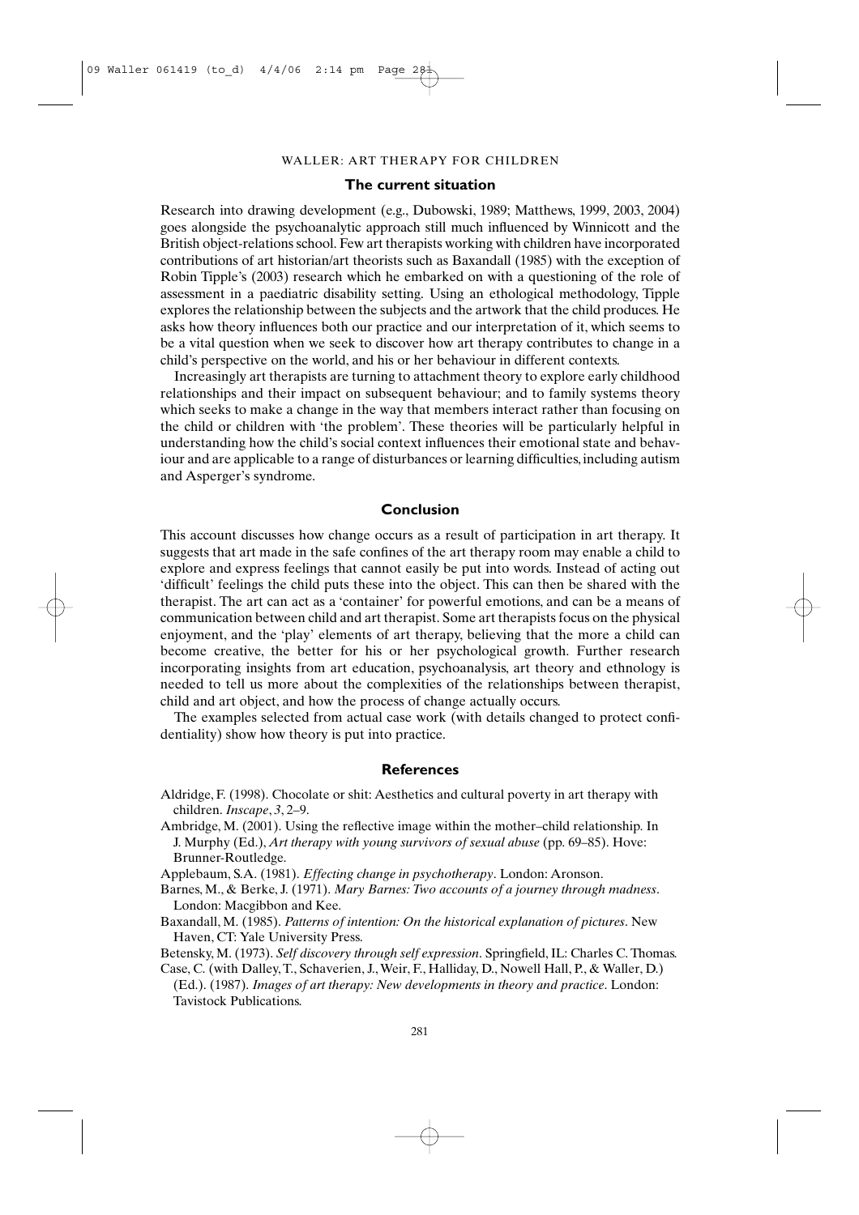## The current situation

Research into drawing development (e.g., Dubowski, 1989; Matthews, 1999, 2003, 2004) goes alongside the psychoanalytic approach still much influenced by Winnicott and the British object-relations school. Few art therapists working with children have incorporated contributions of art historian/art theorists such as Baxandall (1985) with the exception of Robin Tipple's (2003) research which he embarked on with a questioning of the role of assessment in a paediatric disability setting. Using an ethological methodology, Tipple explores the relationship between the subjects and the artwork that the child produces. He asks how theory influences both our practice and our interpretation of it, which seems to be a vital question when we seek to discover how art therapy contributes to change in a child's perspective on the world, and his or her behaviour in different contexts.

Increasingly art therapists are turning to attachment theory to explore early childhood relationships and their impact on subsequent behaviour; and to family systems theory which seeks to make a change in the way that members interact rather than focusing on the child or children with 'the problem'. These theories will be particularly helpful in understanding how the child's social context influences their emotional state and behaviour and are applicable to a range of disturbances or learning difficulties, including autism and Asperger's syndrome.

## Conclusion

This account discusses how change occurs as a result of participation in art therapy. It suggests that art made in the safe confines of the art therapy room may enable a child to explore and express feelings that cannot easily be put into words. Instead of acting out 'difficult' feelings the child puts these into the object. This can then be shared with the therapist. The art can act as a 'container' for powerful emotions, and can be a means of communication between child and art therapist. Some art therapists focus on the physical enjoyment, and the 'play' elements of art therapy, believing that the more a child can become creative, the better for his or her psychological growth. Further research incorporating insights from art education, psychoanalysis, art theory and ethnology is needed to tell us more about the complexities of the relationships between therapist, child and art object, and how the process of change actually occurs.

The examples selected from actual case work (with details changed to protect confidentiality) show how theory is put into practice.

## References

Aldridge, F. (1998). Chocolate or shit: Aesthetics and cultural poverty in art therapy with children. *Inscape*, *3*, 2–9.

Ambridge, M. (2001). Using the reflective image within the mother–child relationship. In J. Murphy (Ed.), *Art therapy with young survivors of sexual abuse* (pp. 69–85). Hove: Brunner-Routledge.

Applebaum, S.A. (1981). *Effecting change in psychotherapy*. London: Aronson.

Barnes, M., & Berke, J. (1971). *Mary Barnes: Two accounts of a journey through madness*. London: Macgibbon and Kee.

Baxandall, M. (1985). *Patterns of intention: On the historical explanation of pictures*. New Haven, CT: Yale University Press.

Betensky, M. (1973). *Self discovery through self expression*. Springfield, IL: Charles C. Thomas.

Case, C. (with Dalley, T., Schaverien, J., Weir, F., Halliday, D., Nowell Hall, P., & Waller, D.) (Ed.). (1987). *Images of art therapy: New developments in theory and practice*. London: Tavistock Publications.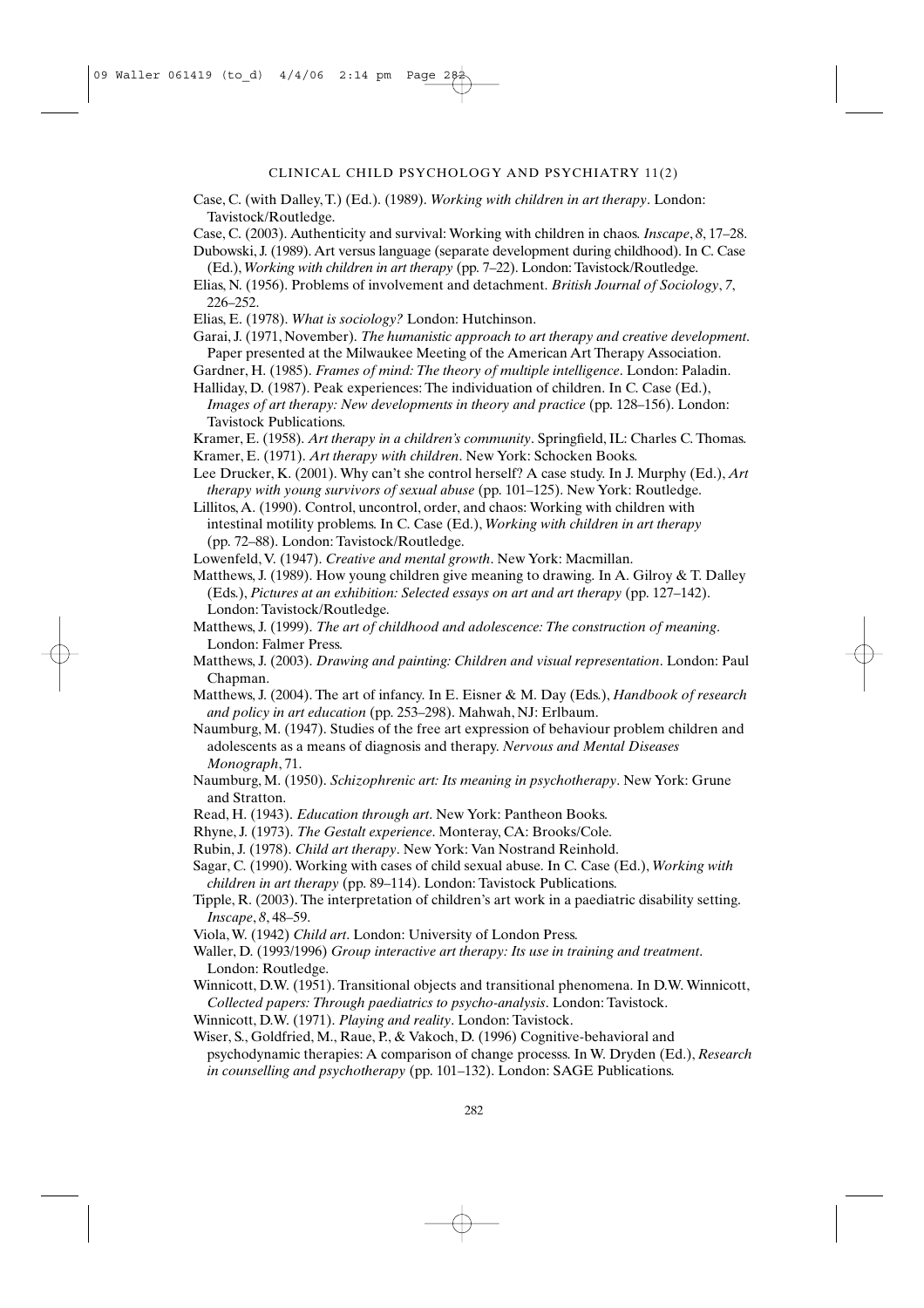Case, C. (with Dalley, T.) (Ed.). (1989). *Working with children in art therapy*. London: Tavistock/Routledge.

Case, C. (2003). Authenticity and survival: Working with children in chaos. *Inscape*, *8*, 17–28.

Dubowski, J. (1989). Art versus language (separate development during childhood). In C. Case (Ed.), *Working with children in art therapy* (pp. 7–22). London: Tavistock/Routledge.

Elias, N. (1956). Problems of involvement and detachment. *British Journal of Sociology*, *7*, 226–252.

Elias, E. (1978). *What is sociology?* London: Hutchinson.

Garai, J. (1971, November). *The humanistic approach to art therapy and creative development*. Paper presented at the Milwaukee Meeting of the American Art Therapy Association.

Gardner, H. (1985). *Frames of mind: The theory of multiple intelligence*. London: Paladin.

Halliday, D. (1987). Peak experiences: The individuation of children. In C. Case (Ed.), *Images of art therapy: New developments in theory and practice* (pp. 128–156). London: Tavistock Publications.

Kramer, E. (1958). *Art therapy in a children's community*. Springfield, IL: Charles C. Thomas.

Kramer, E. (1971). *Art therapy with children*. New York: Schocken Books.

Lee Drucker, K. (2001). Why can't she control herself? A case study. In J. Murphy (Ed.), *Art therapy with young survivors of sexual abuse* (pp. 101–125). New York: Routledge.

Lillitos, A. (1990). Control, uncontrol, order, and chaos: Working with children with intestinal motility problems. In C. Case (Ed.), *Working with children in art therapy* (pp. 72–88). London: Tavistock/Routledge.

Lowenfeld, V. (1947). *Creative and mental growth*. New York: Macmillan.

Matthews, J. (1989). How young children give meaning to drawing. In A. Gilroy & T. Dalley (Eds.), *Pictures at an exhibition: Selected essays on art and art therapy* (pp. 127–142). London: Tavistock/Routledge.

Matthews, J. (1999). *The art of childhood and adolescence: The construction of meaning*. London: Falmer Press.

Matthews, J. (2003). *Drawing and painting: Children and visual representation*. London: Paul Chapman.

Matthews, J. (2004). The art of infancy. In E. Eisner & M. Day (Eds.), *Handbook of research and policy in art education* (pp. 253–298). Mahwah, NJ: Erlbaum.

Naumburg, M. (1947). Studies of the free art expression of behaviour problem children and adolescents as a means of diagnosis and therapy. *Nervous and Mental Diseases Monograph*, 71.

Naumburg, M. (1950). *Schizophrenic art: Its meaning in psychotherapy*. New York: Grune and Stratton.

Read, H. (1943). *Education through art*. New York: Pantheon Books.

Rhyne, J. (1973). *The Gestalt experience*. Monteray, CA: Brooks/Cole.

Rubin, J. (1978). *Child art therapy*. New York: Van Nostrand Reinhold.

Sagar, C. (1990). Working with cases of child sexual abuse. In C. Case (Ed.), *Working with children in art therapy* (pp. 89–114). London: Tavistock Publications.

Tipple, R. (2003). The interpretation of children's art work in a paediatric disability setting. *Inscape*, *8*, 48–59.

Viola, W. (1942) *Child art*. London: University of London Press.

Waller, D. (1993/1996) *Group interactive art therapy: Its use in training and treatment*. London: Routledge.

Winnicott, D.W. (1951). Transitional objects and transitional phenomena. In D.W. Winnicott, *Collected papers: Through paediatrics to psycho-analysis*. London: Tavistock.

Winnicott, D.W. (1971). *Playing and reality*. London: Tavistock.

Wiser, S., Goldfried, M., Raue, P., & Vakoch, D. (1996) Cognitive-behavioral and psychodynamic therapies: A comparison of change processs. In W. Dryden (Ed.), *Research in counselling and psychotherapy* (pp. 101–132). London: SAGE Publications.